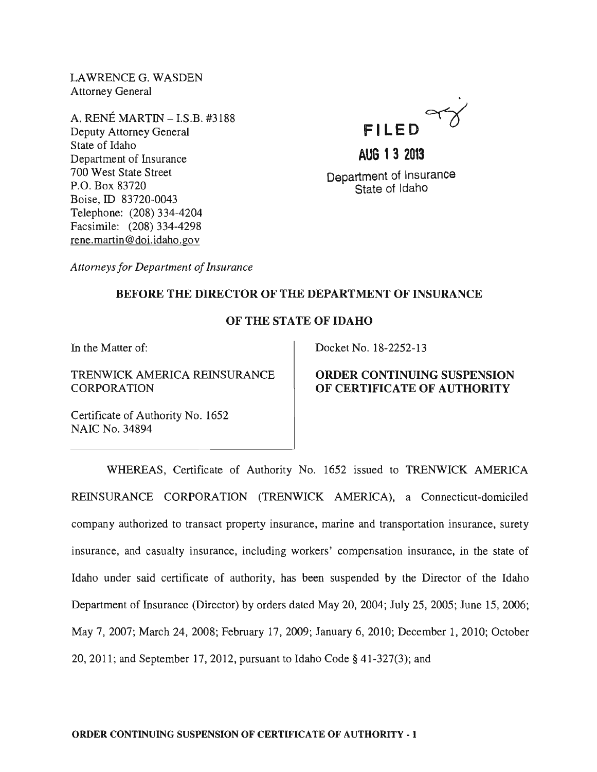LAWRENCE G. WASDEN
Attorney General

A. RENÉ MARTIN – I.S.B. #3188
Deputy Attorney General
State of Idaho
Department of Insurance
700 West State Street
P.O. Box 83720
Boise, ID 83720-0043
Telephone: (208) 334-4204
Facsimile: (208) 334-4298
rene.martin@doi.idaho.gov

*Attorneys for Department of Insurance*

**FILED**

**AUG 13 2013**

Department of Insurance
State of Idaho

**BEFORE THE DIRECTOR OF THE DEPARTMENT OF INSURANCE**

**OF THE STATE OF IDAHO**

| | |
|---|---|
| In the Matter of:<br><br>TRENWICK AMERICA REINSURANCE CORPORATION<br><br>Certificate of Authority No. 1652<br>NAIC No. 34894 | Docket No. 18-2252-13<br><br>**ORDER CONTINUING SUSPENSION OF CERTIFICATE OF AUTHORITY** |

WHEREAS, Certificate of Authority No. 1652 issued to TRENWICK AMERICA REINSURANCE CORPORATION (TRENWICK AMERICA), a Connecticut-domiciled company authorized to transact property insurance, marine and transportation insurance, surety insurance, and casualty insurance, including workers' compensation insurance, in the state of Idaho under said certificate of authority, has been suspended by the Director of the Idaho Department of Insurance (Director) by orders dated May 20, 2004; July 25, 2005; June 15, 2006; May 7, 2007; March 24, 2008; February 17, 2009; January 6, 2010; December 1, 2010; October 20, 2011; and September 17, 2012, pursuant to Idaho Code § 41-327(3); and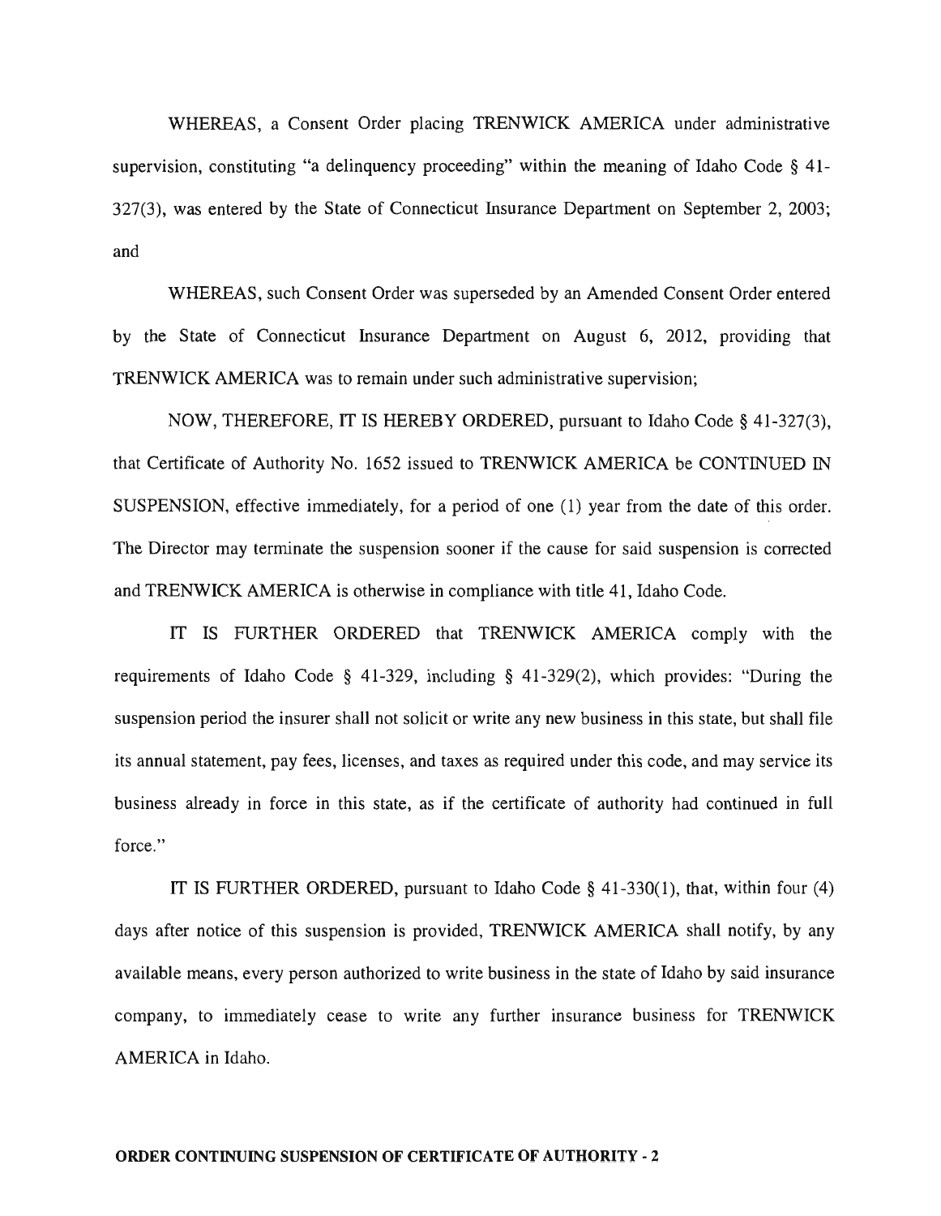WHEREAS, a Consent Order placing TRENWICK AMERICA under administrative supervision, constituting "a delinquency proceeding" within the meaning of Idaho Code § 41-327(3), was entered by the State of Connecticut Insurance Department on September 2, 2003; and

WHEREAS, such Consent Order was superseded by an Amended Consent Order entered by the State of Connecticut Insurance Department on August 6, 2012, providing that TRENWICK AMERICA was to remain under such administrative supervision;

NOW, THEREFORE, IT IS HEREBY ORDERED, pursuant to Idaho Code § 41-327(3), that Certificate of Authority No. 1652 issued to TRENWICK AMERICA be CONTINUED IN SUSPENSION, effective immediately, for a period of one (1) year from the date of this order. The Director may terminate the suspension sooner if the cause for said suspension is corrected and TRENWICK AMERICA is otherwise in compliance with title 41, Idaho Code.

IT IS FURTHER ORDERED that TRENWICK AMERICA comply with the requirements of Idaho Code § 41-329, including § 41-329(2), which provides: "During the suspension period the insurer shall not solicit or write any new business in this state, but shall file its annual statement, pay fees, licenses, and taxes as required under this code, and may service its business already in force in this state, as if the certificate of authority had continued in full force."

IT IS FURTHER ORDERED, pursuant to Idaho Code § 41-330(1), that, within four (4) days after notice of this suspension is provided, TRENWICK AMERICA shall notify, by any available means, every person authorized to write business in the state of Idaho by said insurance company, to immediately cease to write any further insurance business for TRENWICK AMERICA in Idaho.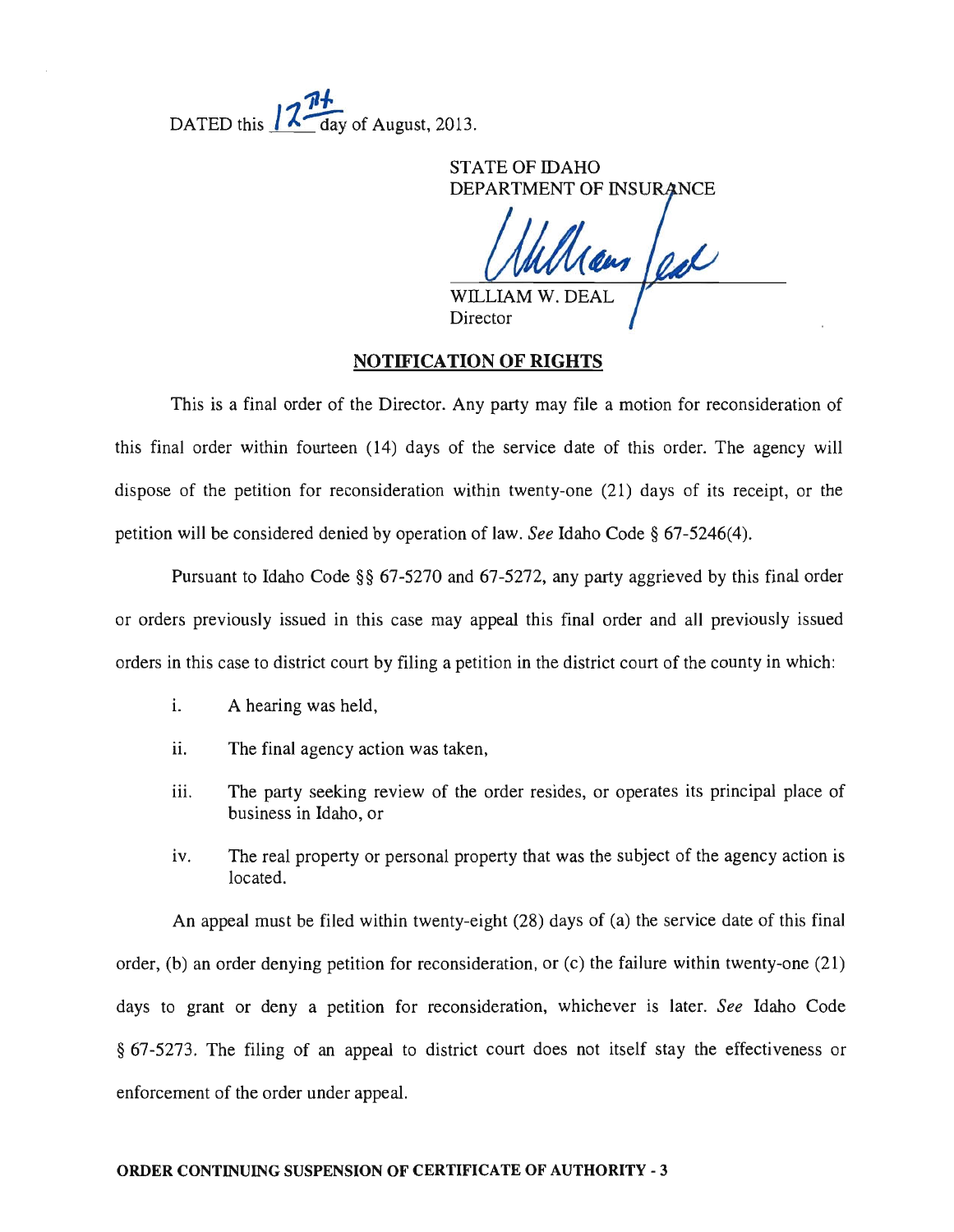DATED this 12th day of August, 2013.

STATE OF IDAHO
DEPARTMENT OF INSURANCE

WILLIAM W. DEAL
Director

## NOTIFICATION OF RIGHTS

This is a final order of the Director. Any party may file a motion for reconsideration of this final order within fourteen (14) days of the service date of this order. The agency will dispose of the petition for reconsideration within twenty-one (21) days of its receipt, or the petition will be considered denied by operation of law. *See* Idaho Code § 67-5246(4).

Pursuant to Idaho Code §§ 67-5270 and 67-5272, any party aggrieved by this final order or orders previously issued in this case may appeal this final order and all previously issued orders in this case to district court by filing a petition in the district court of the county in which:

i. A hearing was held,

ii. The final agency action was taken,

iii. The party seeking review of the order resides, or operates its principal place of business in Idaho, or

iv. The real property or personal property that was the subject of the agency action is located.

An appeal must be filed within twenty-eight (28) days of (a) the service date of this final order, (b) an order denying petition for reconsideration, or (c) the failure within twenty-one (21) days to grant or deny a petition for reconsideration, whichever is later. *See* Idaho Code § 67-5273. The filing of an appeal to district court does not itself stay the effectiveness or enforcement of the order under appeal.

**ORDER CONTINUING SUSPENSION OF CERTIFICATE OF AUTHORITY - 3**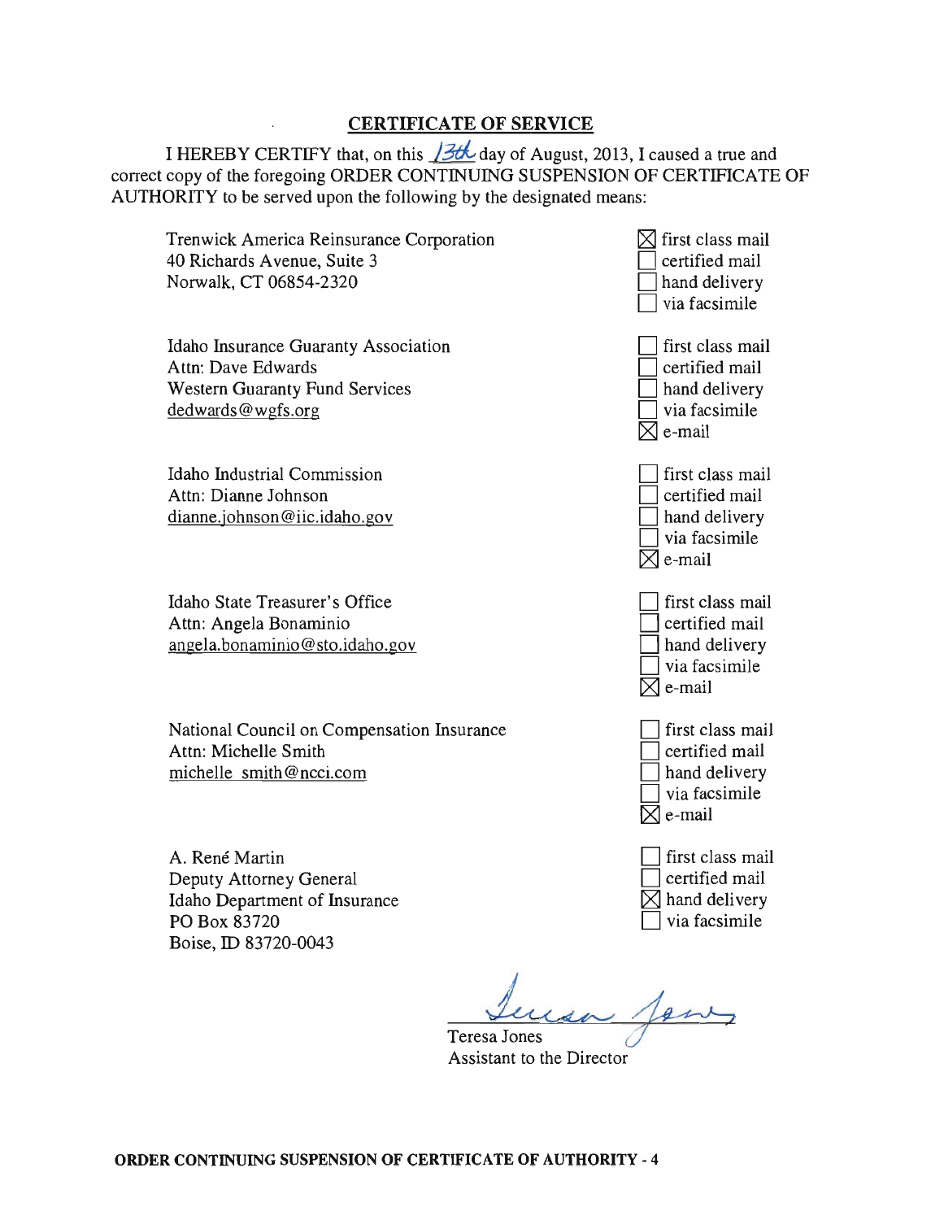## CERTIFICATE OF SERVICE

I HEREBY CERTIFY that, on this 13th day of August, 2013, I caused a true and correct copy of the foregoing ORDER CONTINUING SUSPENSION OF CERTIFICATE OF AUTHORITY to be served upon the following by the designated means:

| | |
|---|---|
| Trenwick America Reinsurance Corporation<br>40 Richards Avenue, Suite 3<br>Norwalk, CT 06854-2320 | ☒ first class mail<br>☐ certified mail<br>☐ hand delivery<br>☐ via facsimile |
| Idaho Insurance Guaranty Association<br>Attn: Dave Edwards<br>Western Guaranty Fund Services<br>dedwards@wgfs.org | ☐ first class mail<br>☐ certified mail<br>☐ hand delivery<br>☐ via facsimile<br>☒ e-mail |
| Idaho Industrial Commission<br>Attn: Dianne Johnson<br>dianne.johnson@iic.idaho.gov | ☐ first class mail<br>☐ certified mail<br>☐ hand delivery<br>☐ via facsimile<br>☒ e-mail |
| Idaho State Treasurer's Office<br>Attn: Angela Bonaminio<br>angela.bonaminio@sto.idaho.gov | ☐ first class mail<br>☐ certified mail<br>☐ hand delivery<br>☐ via facsimile<br>☒ e-mail |
| National Council on Compensation Insurance<br>Attn: Michelle Smith<br>michelle_smith@ncci.com | ☐ first class mail<br>☐ certified mail<br>☐ hand delivery<br>☐ via facsimile<br>☒ e-mail |
| A. René Martin<br>Deputy Attorney General<br>Idaho Department of Insurance<br>PO Box 83720<br>Boise, ID 83720-0043 | ☐ first class mail<br>☐ certified mail<br>☒ hand delivery<br>☐ via facsimile |

Teresa Jones
Assistant to the Director

**ORDER CONTINUING SUSPENSION OF CERTIFICATE OF AUTHORITY - 4**